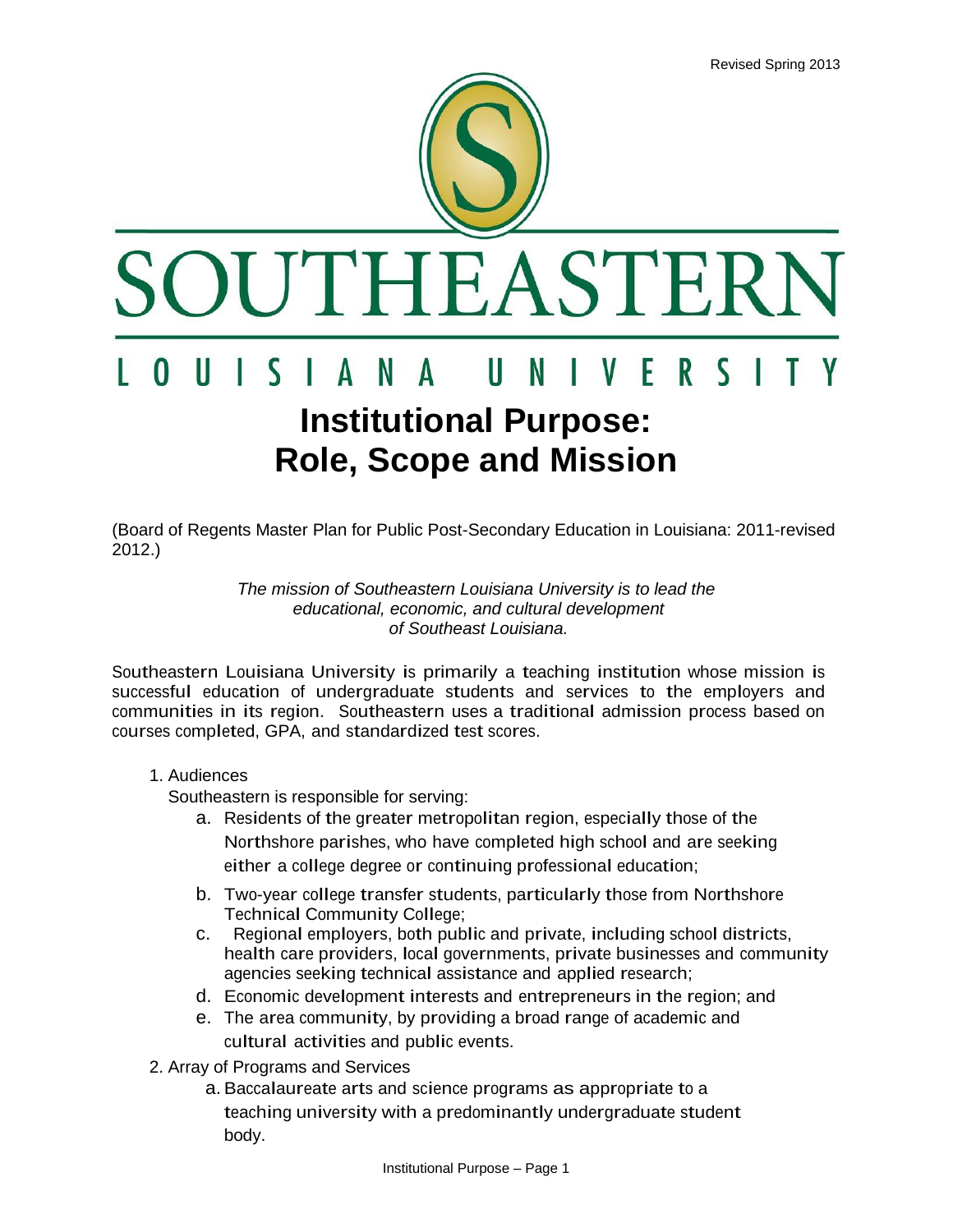Revised Spring 2013

SOUTHEASTERN

LOUISIANA UNIVERSITY

# Institutional Purpose: Role, Scope and Mission

(Board of Regents Master Plan for Public Post-Secondary Education in Louisiana: 2011-revised 2012.)

*The mission of Southeastern Louisiana University is to lead the educational, economic, and cultural development of Southeast Louisiana.*

Southeastern Louisiana University is primarily a teaching institution whose mission is successful education of undergraduate students and services to the employers and communities in its region. Southeastern uses a traditional admission process based on courses completed, GPA, and standardized test scores.

1. Audiences

   Southeastern is responsible for serving:

   a. Residents of the greater metropolitan region, especially those of the Northshore parishes, who have completed high school and are seeking either a college degree or continuing professional education;

   b. Two-year college transfer students, particularly those from Northshore Technical Community College;

   c. Regional employers, both public and private, including school districts, health care providers, local governments, private businesses and community agencies seeking technical assistance and applied research;

   d. Economic development interests and entrepreneurs in the region; and

   e. The area community, by providing a broad range of academic and cultural activities and public events.

2. Array of Programs and Services

   a. Baccalaureate arts and science programs as appropriate to a teaching university with a predominantly undergraduate student body.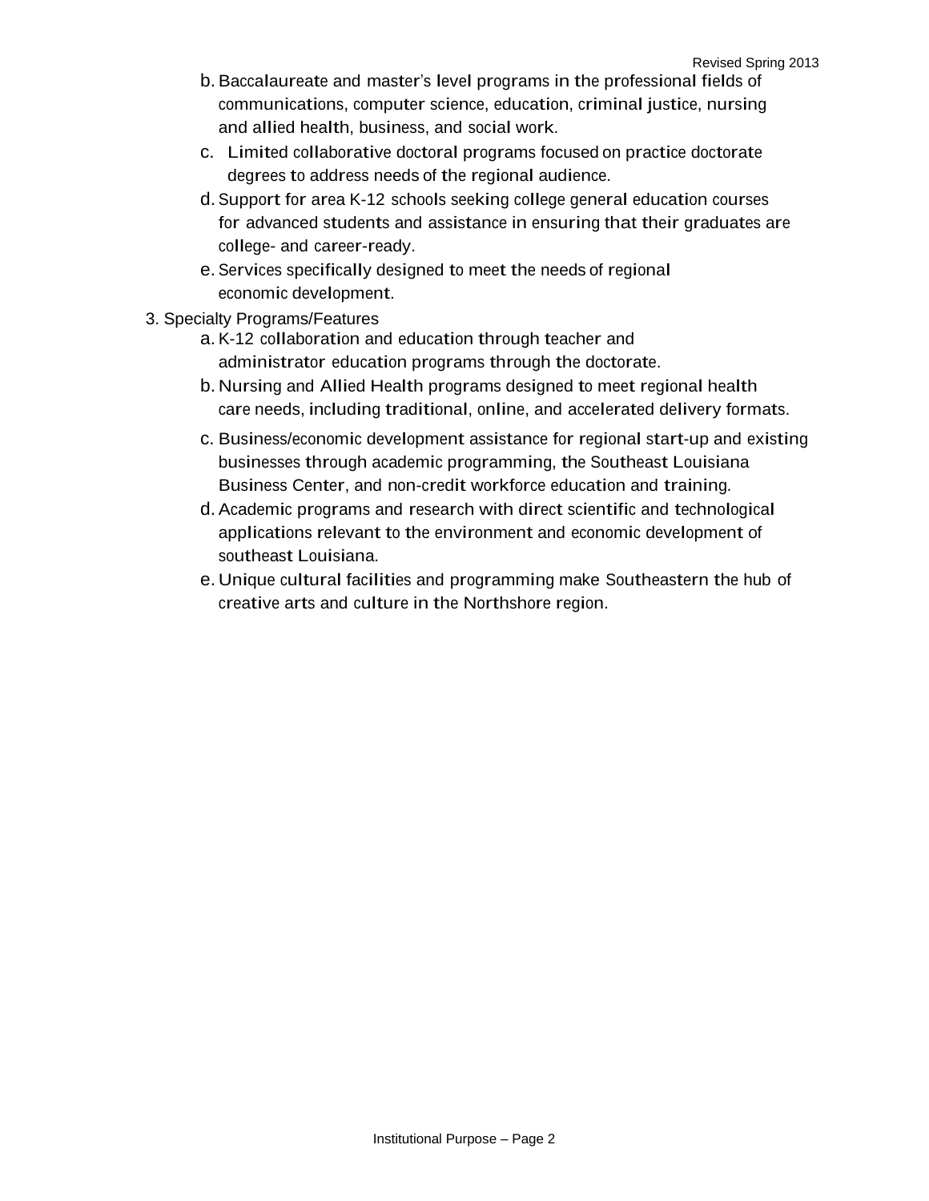b. Baccalaureate and master's level programs in the professional fields of communications, computer science, education, criminal justice, nursing and allied health, business, and social work.
c. Limited collaborative doctoral programs focused on practice doctorate degrees to address needs of the regional audience.
d. Support for area K-12 schools seeking college general education courses for advanced students and assistance in ensuring that their graduates are college- and career-ready.
e. Services specifically designed to meet the needs of regional economic development.

3. Specialty Programs/Features
   a. K-12 collaboration and education through teacher and administrator education programs through the doctorate.
   b. Nursing and Allied Health programs designed to meet regional health care needs, including traditional, online, and accelerated delivery formats.
   c. Business/economic development assistance for regional start-up and existing businesses through academic programming, the Southeast Louisiana Business Center, and non-credit workforce education and training.
   d. Academic programs and research with direct scientific and technological applications relevant to the environment and economic development of southeast Louisiana.
   e. Unique cultural facilities and programming make Southeastern the hub of creative arts and culture in the Northshore region.